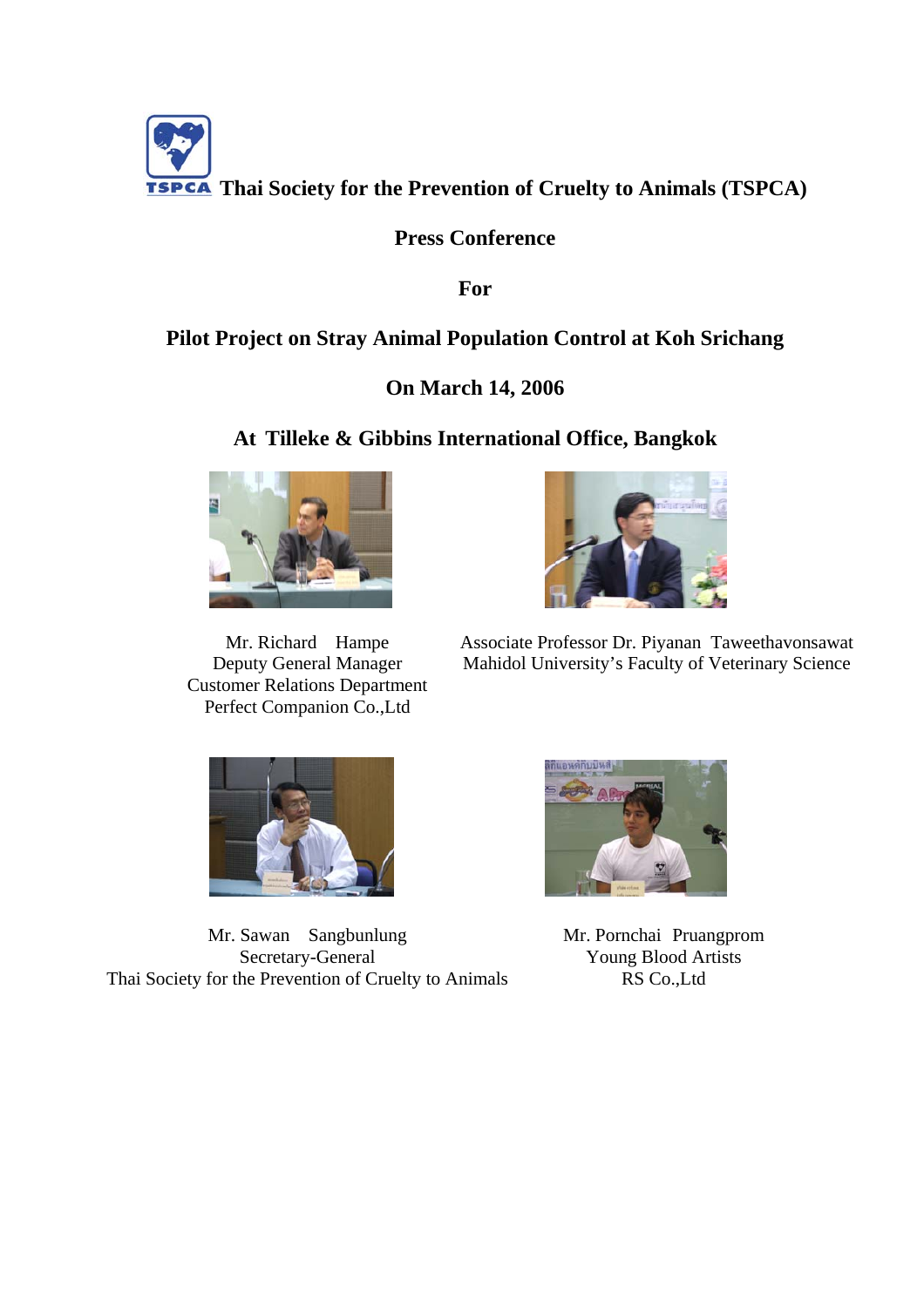# Thai Society for the Prevention of Cruelty to Animals (TSPCA)

## Press Conference

## For

## Pilot Project on Stray Animal Population Control at Koh Srichang

## On March 14, 2006

## At Tilleke & Gibbins International Office, Bangkok

Mr. Richard Hampe
Deputy General Manager
Customer Relations Department
Perfect Companion Co.,Ltd

Associate Professor Dr. Piyanan Taweethavonsawat
Mahidol University's Faculty of Veterinary Science

Mr. Sawan Sangbunlung
Secretary-General
Thai Society for the Prevention of Cruelty to Animals

Mr. Pornchai Pruangprom
Young Blood Artists
RS Co.,Ltd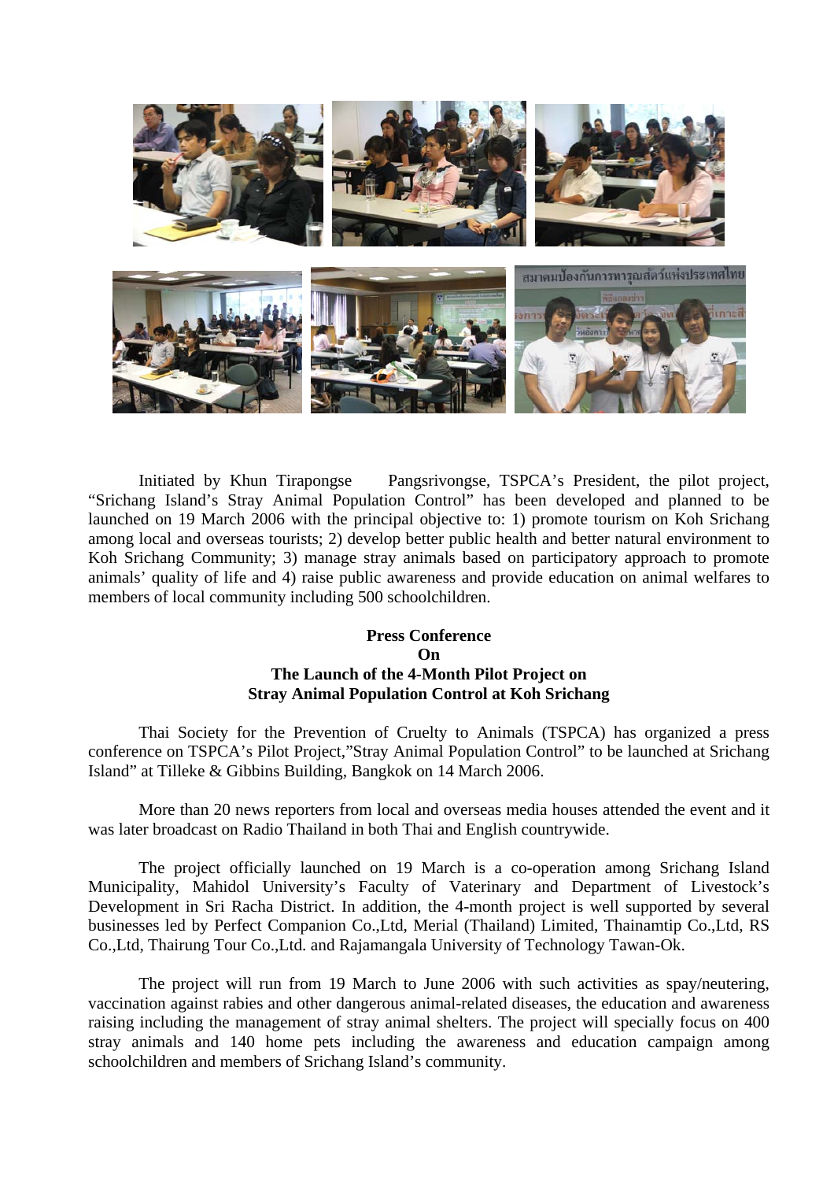Initiated by Khun Tirapongse Pangsrivongse, TSPCA's President, the pilot project, "Srichang Island's Stray Animal Population Control" has been developed and planned to be launched on 19 March 2006 with the principal objective to: 1) promote tourism on Koh Srichang among local and overseas tourists; 2) develop better public health and better natural environment to Koh Srichang Community; 3) manage stray animals based on participatory approach to promote animals' quality of life and 4) raise public awareness and provide education on animal welfares to members of local community including 500 schoolchildren.

**Press Conference**
**On**
**The Launch of the 4-Month Pilot Project on**
**Stray Animal Population Control at Koh Srichang**

Thai Society for the Prevention of Cruelty to Animals (TSPCA) has organized a press conference on TSPCA's Pilot Project,"Stray Animal Population Control" to be launched at Srichang Island" at Tilleke & Gibbins Building, Bangkok on 14 March 2006.

More than 20 news reporters from local and overseas media houses attended the event and it was later broadcast on Radio Thailand in both Thai and English countrywide.

The project officially launched on 19 March is a co-operation among Srichang Island Municipality, Mahidol University's Faculty of Vaterinary and Department of Livestock's Development in Sri Racha District. In addition, the 4-month project is well supported by several businesses led by Perfect Companion Co.,Ltd, Merial (Thailand) Limited, Thainamtip Co.,Ltd, RS Co.,Ltd, Thairung Tour Co.,Ltd. and Rajamangala University of Technology Tawan-Ok.

The project will run from 19 March to June 2006 with such activities as spay/neutering, vaccination against rabies and other dangerous animal-related diseases, the education and awareness raising including the management of stray animal shelters. The project will specially focus on 400 stray animals and 140 home pets including the awareness and education campaign among schoolchildren and members of Srichang Island's community.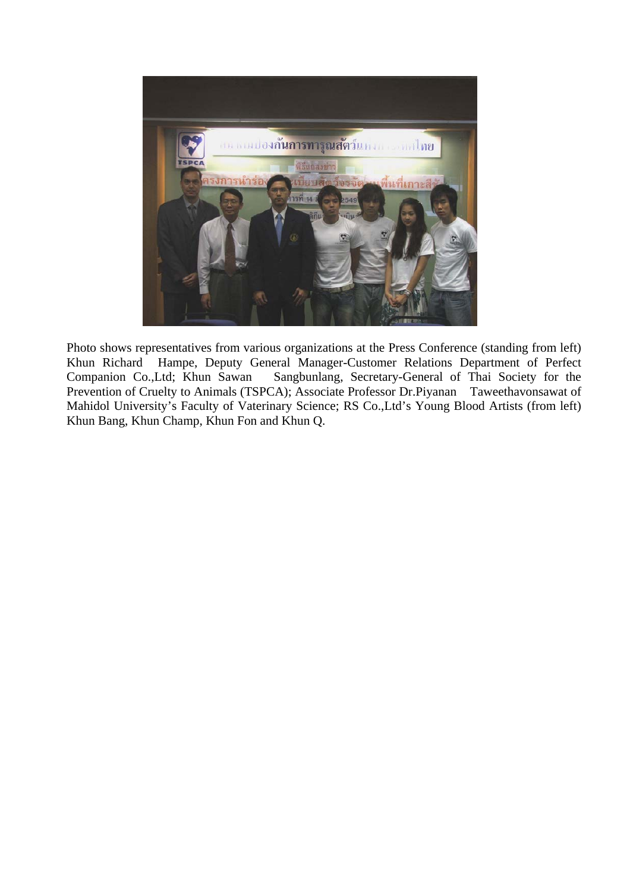Photo shows representatives from various organizations at the Press Conference (standing from left) Khun Richard Hampe, Deputy General Manager-Customer Relations Department of Perfect Companion Co.,Ltd; Khun Sawan Sangbunlang, Secretary-General of Thai Society for the Prevention of Cruelty to Animals (TSPCA); Associate Professor Dr.Piyanan Taweethavonsawat of Mahidol University's Faculty of Vaterinary Science; RS Co.,Ltd's Young Blood Artists (from left) Khun Bang, Khun Champ, Khun Fon and Khun Q.